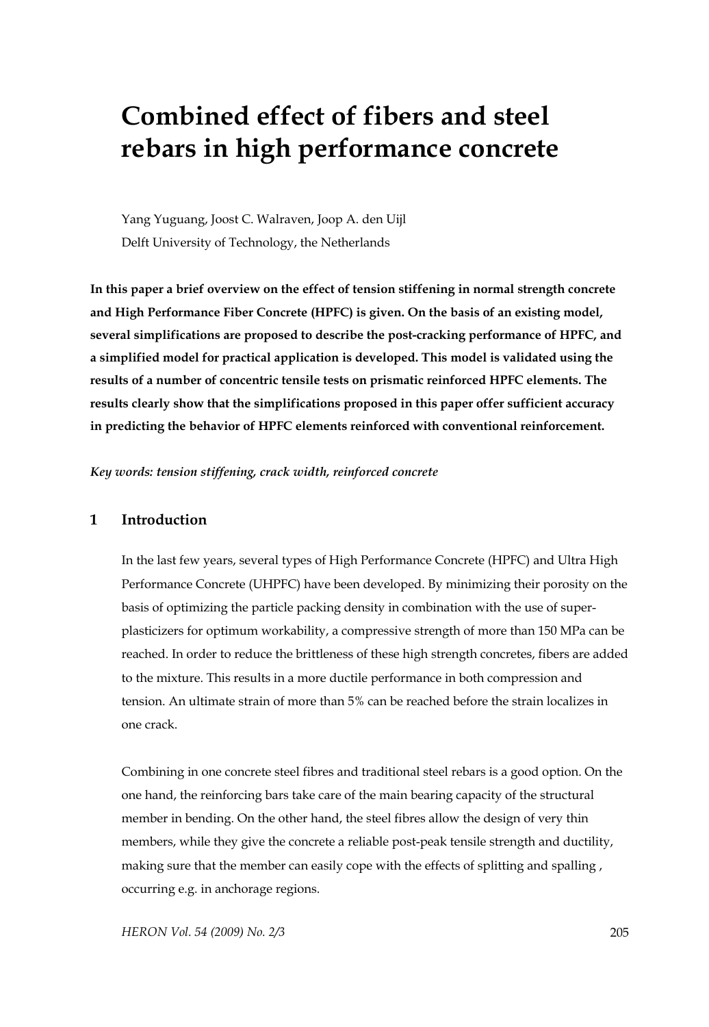# Combined effect of fibers and steel rebars in high performance concrete

Yang Yuguang, Joost C. Walraven, Joop A. den Uijl

Delft University of Technology, the Netherlands

**In this paper a brief overview on the effect of tension stiffening in normal strength concrete and High Performance Fiber Concrete (HPFC) is given. On the basis of an existing model, several simplifications are proposed to describe the post-cracking performance of HPFC, and a simplified model for practical application is developed. This model is validated using the results of a number of concentric tensile tests on prismatic reinforced HPFC elements. The results clearly show that the simplifications proposed in this paper offer sufficient accuracy in predicting the behavior of HPFC elements reinforced with conventional reinforcement.**

*Key words: tension stiffening, crack width, reinforced concrete*

## 1 Introduction

In the last few years, several types of High Performance Concrete (HPFC) and Ultra High Performance Concrete (UHPFC) have been developed. By minimizing their porosity on the basis of optimizing the particle packing density in combination with the use of super-plasticizers for optimum workability, a compressive strength of more than 150 MPa can be reached. In order to reduce the brittleness of these high strength concretes, fibers are added to the mixture. This results in a more ductile performance in both compression and tension. An ultimate strain of more than 5% can be reached before the strain localizes in one crack.

Combining in one concrete steel fibres and traditional steel rebars is a good option. On the one hand, the reinforcing bars take care of the main bearing capacity of the structural member in bending. On the other hand, the steel fibres allow the design of very thin members, while they give the concrete a reliable post-peak tensile strength and ductility, making sure that the member can easily cope with the effects of splitting and spalling , occurring e.g. in anchorage regions.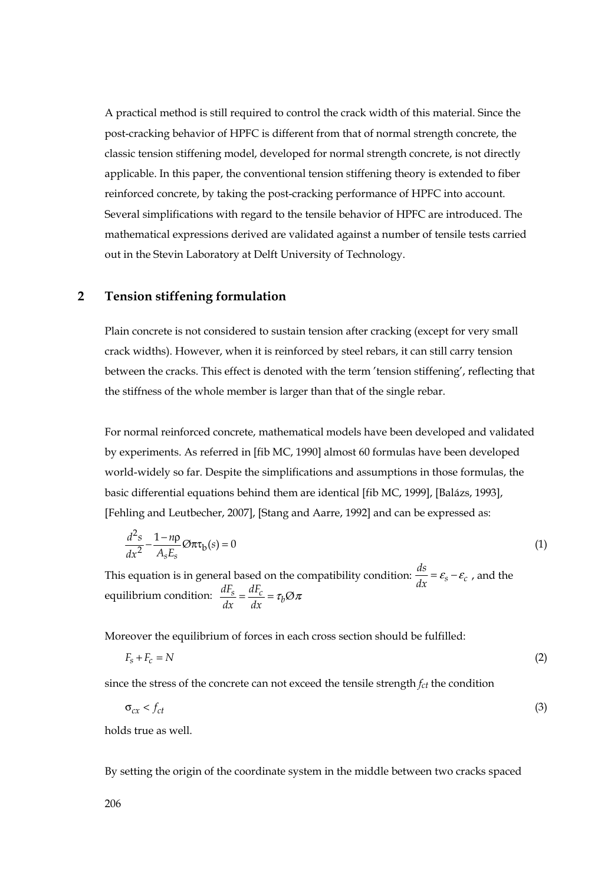A practical method is still required to control the crack width of this material. Since the post-cracking behavior of HPFC is different from that of normal strength concrete, the classic tension stiffening model, developed for normal strength concrete, is not directly applicable. In this paper, the conventional tension stiffening theory is extended to fiber reinforced concrete, by taking the post-cracking performance of HPFC into account. Several simplifications with regard to the tensile behavior of HPFC are introduced. The mathematical expressions derived are validated against a number of tensile tests carried out in the Stevin Laboratory at Delft University of Technology.

## 2 Tension stiffening formulation

Plain concrete is not considered to sustain tension after cracking (except for very small crack widths). However, when it is reinforced by steel rebars, it can still carry tension between the cracks. This effect is denoted with the term 'tension stiffening', reflecting that the stiffness of the whole member is larger than that of the single rebar.

For normal reinforced concrete, mathematical models have been developed and validated by experiments. As referred in [fib MC, 1990] almost 60 formulas have been developed world-widely so far. Despite the simplifications and assumptions in those formulas, the basic differential equations behind them are identical [fib MC, 1999], [Balázs, 1993], [Fehling and Leutbecher, 2007], [Stang and Aarre, 1992] and can be expressed as:

$$\frac{d^2s}{dx^2} - \frac{1-n\rho}{A_s E_s} \varnothing \pi \tau_b(s) = 0 \tag{1}$$

This equation is in general based on the compatibility condition: $\frac{ds}{dx} = \varepsilon_s - \varepsilon_c$ , and the equilibrium condition: $\frac{dF_s}{dx} = \frac{dF_c}{dx} = \tau_b \varnothing \pi$

Moreover the equilibrium of forces in each cross section should be fulfilled:

$$F_s + F_c = N \tag{2}$$

since the stress of the concrete can not exceed the tensile strength $f_{ct}$ the condition

$$\sigma_{cx} < f_{ct} \tag{3}$$

holds true as well.

By setting the origin of the coordinate system in the middle between two cracks spaced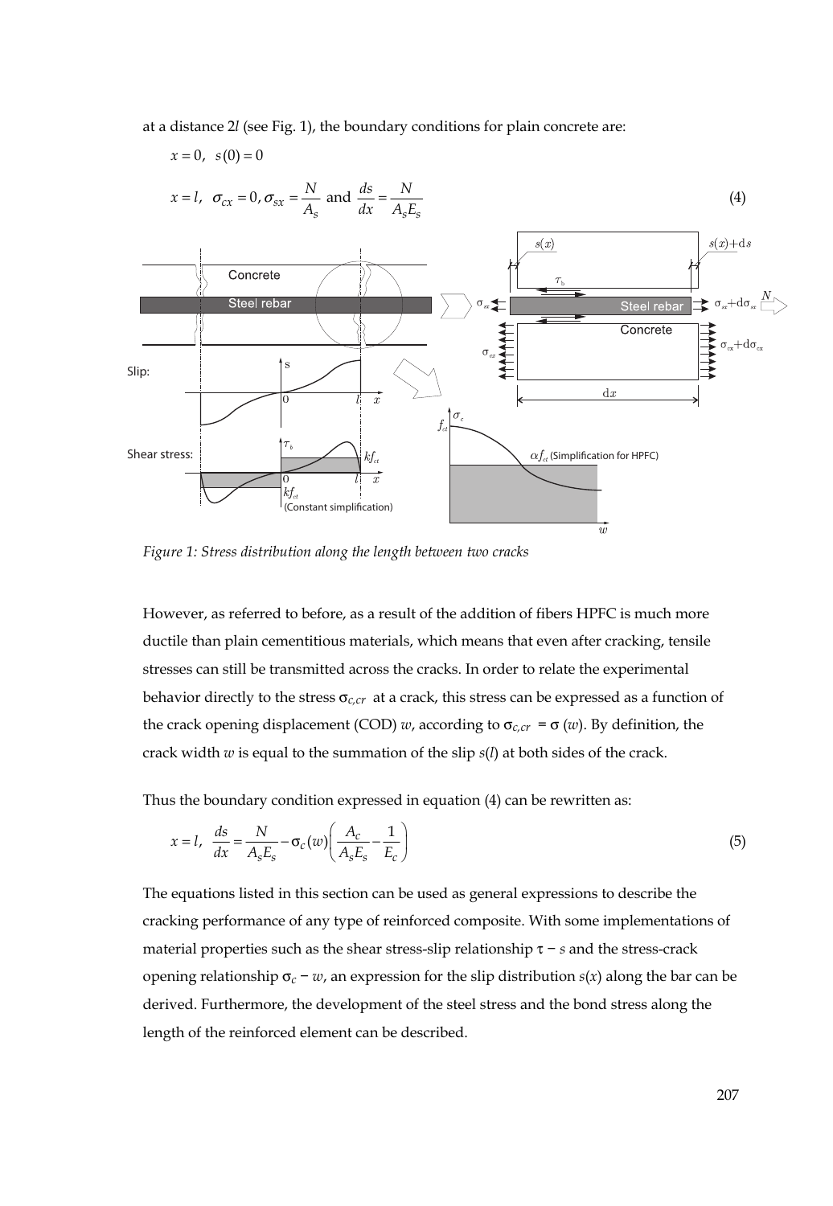at a distance 2$l$ (see Fig. 1), the boundary conditions for plain concrete are:

$$x = 0, \quad s(0) = 0$$

$$x = l, \quad \sigma_{cx} = 0, \sigma_{sx} = \frac{N}{A_s} \text{ and } \frac{ds}{dx} = \frac{N}{A_s E_s} \tag{4}$$

*Figure 1: Stress distribution along the length between two cracks*

However, as referred to before, as a result of the addition of fibers HPFC is much more ductile than plain cementitious materials, which means that even after cracking, tensile stresses can still be transmitted across the cracks. In order to relate the experimental behavior directly to the stress $\sigma_{c,cr}$ at a crack, this stress can be expressed as a function of the crack opening displacement (COD) $w$, according to $\sigma_{c,cr} = \sigma(w)$. By definition, the crack width $w$ is equal to the summation of the slip $s(l)$ at both sides of the crack.

Thus the boundary condition expressed in equation (4) can be rewritten as:

$$x = l, \quad \frac{ds}{dx} = \frac{N}{A_s E_s} - \sigma_c(w)\left(\frac{A_c}{A_s E_s} - \frac{1}{E_c}\right) \tag{5}$$

The equations listed in this section can be used as general expressions to describe the cracking performance of any type of reinforced composite. With some implementations of material properties such as the shear stress-slip relationship $\tau - s$ and the stress-crack opening relationship $\sigma_c - w$, an expression for the slip distribution $s(x)$ along the bar can be derived. Furthermore, the development of the steel stress and the bond stress along the length of the reinforced element can be described.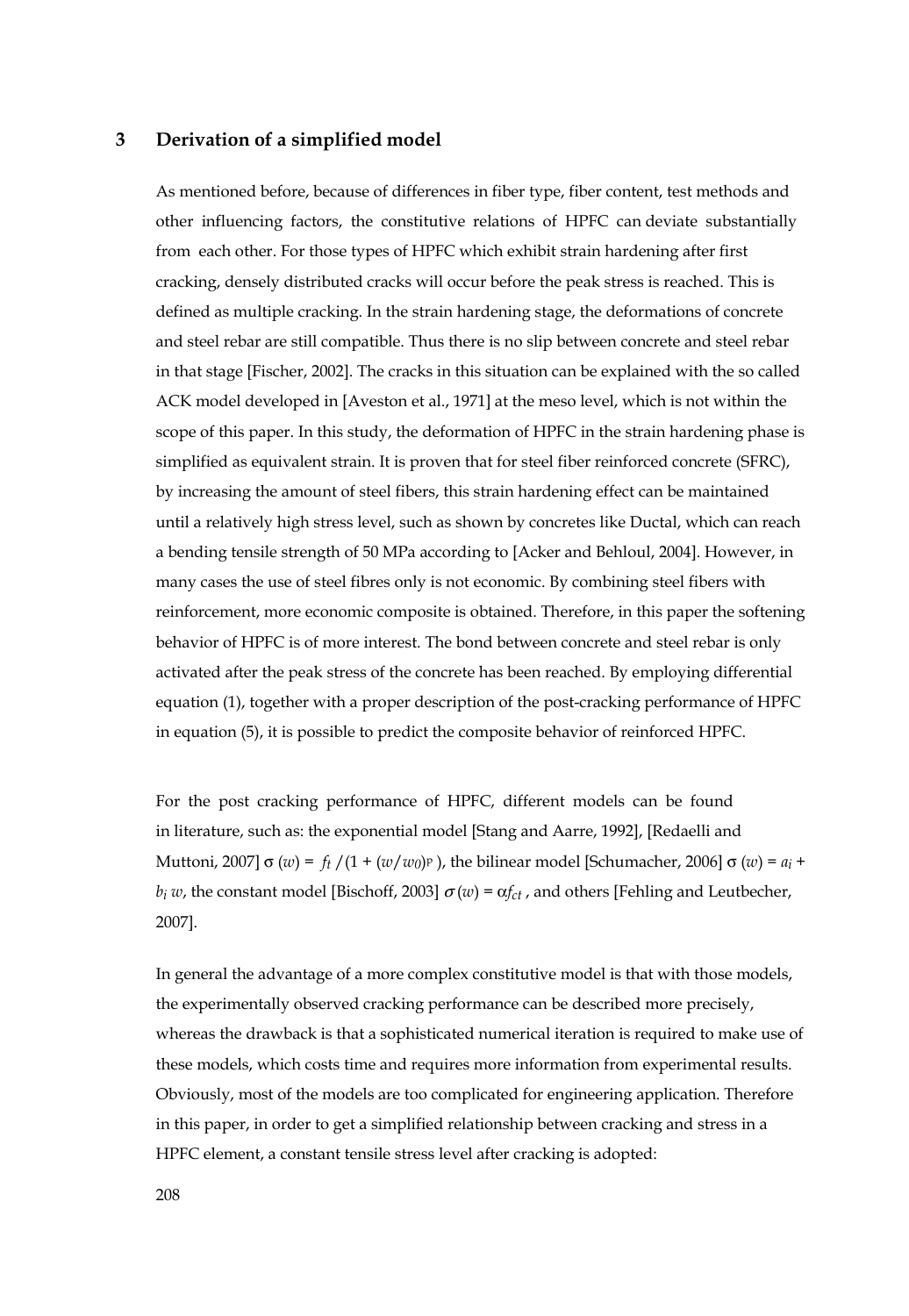## 3 Derivation of a simplified model

As mentioned before, because of differences in fiber type, fiber content, test methods and other influencing factors, the constitutive relations of HPFC can deviate substantially from each other. For those types of HPFC which exhibit strain hardening after first cracking, densely distributed cracks will occur before the peak stress is reached. This is defined as multiple cracking. In the strain hardening stage, the deformations of concrete and steel rebar are still compatible. Thus there is no slip between concrete and steel rebar in that stage [Fischer, 2002]. The cracks in this situation can be explained with the so called ACK model developed in [Aveston et al., 1971] at the meso level, which is not within the scope of this paper. In this study, the deformation of HPFC in the strain hardening phase is simplified as equivalent strain. It is proven that for steel fiber reinforced concrete (SFRC), by increasing the amount of steel fibers, this strain hardening effect can be maintained until a relatively high stress level, such as shown by concretes like Ductal, which can reach a bending tensile strength of 50 MPa according to [Acker and Behloul, 2004]. However, in many cases the use of steel fibres only is not economic. By combining steel fibers with reinforcement, more economic composite is obtained. Therefore, in this paper the softening behavior of HPFC is of more interest. The bond between concrete and steel rebar is only activated after the peak stress of the concrete has been reached. By employing differential equation (1), together with a proper description of the post-cracking performance of HPFC in equation (5), it is possible to predict the composite behavior of reinforced HPFC.

For the post cracking performance of HPFC, different models can be found in literature, such as: the exponential model [Stang and Aarre, 1992], [Redaelli and Muttoni, 2007] $\sigma(w) = f_t / (1 + (w/w_0)^p)$, the bilinear model [Schumacher, 2006] $\sigma(w) = a_i + b_i w$, the constant model [Bischoff, 2003] $\sigma(w) = \alpha f_{ct}$, and others [Fehling and Leutbecher, 2007].

In general the advantage of a more complex constitutive model is that with those models, the experimentally observed cracking performance can be described more precisely, whereas the drawback is that a sophisticated numerical iteration is required to make use of these models, which costs time and requires more information from experimental results. Obviously, most of the models are too complicated for engineering application. Therefore in this paper, in order to get a simplified relationship between cracking and stress in a HPFC element, a constant tensile stress level after cracking is adopted: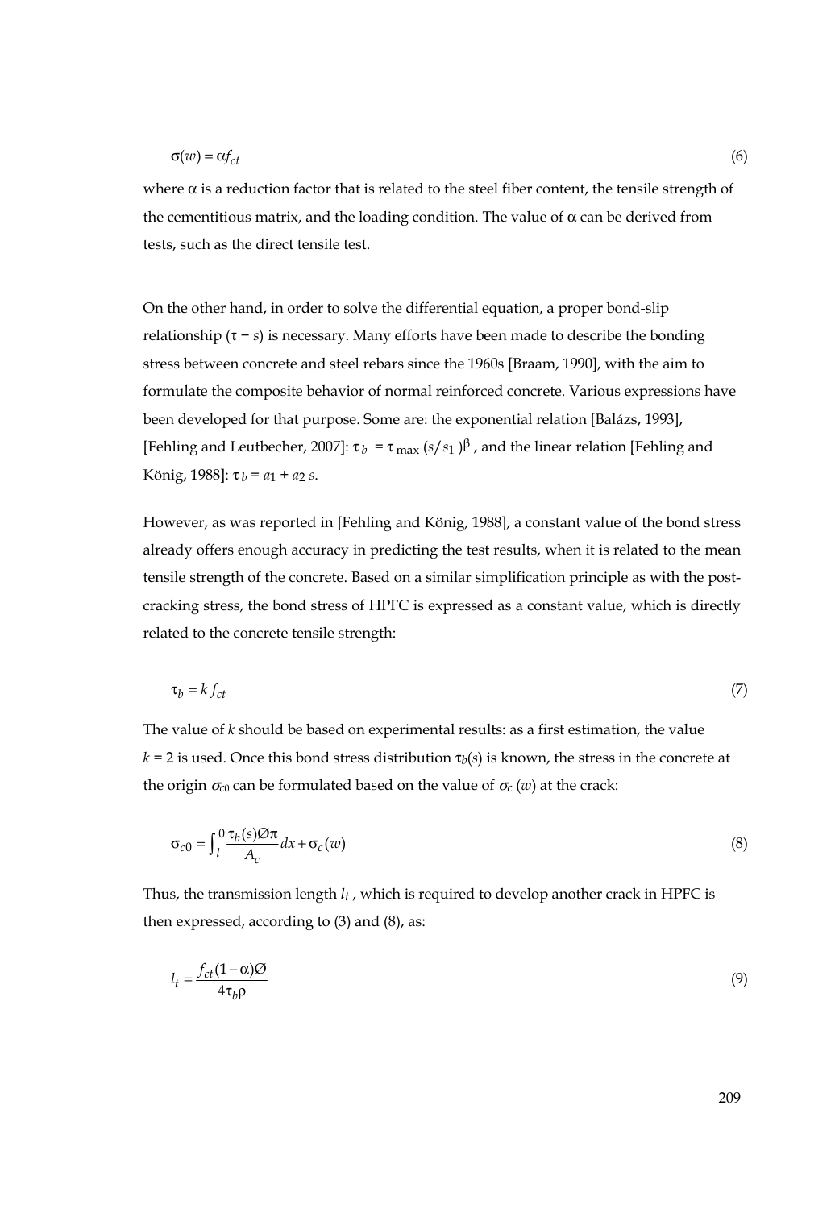$$\sigma(w) = \alpha f_{ct} \tag{6}$$

where $\alpha$ is a reduction factor that is related to the steel fiber content, the tensile strength of the cementitious matrix, and the loading condition. The value of $\alpha$ can be derived from tests, such as the direct tensile test.

On the other hand, in order to solve the differential equation, a proper bond-slip relationship ($\tau - s$) is necessary. Many efforts have been made to describe the bonding stress between concrete and steel rebars since the 1960s [Braam, 1990], with the aim to formulate the composite behavior of normal reinforced concrete. Various expressions have been developed for that purpose. Some are: the exponential relation [Balázs, 1993], [Fehling and Leutbecher, 2007]: $\tau_b = \tau_{max}(s/s_1)^{\beta}$, and the linear relation [Fehling and König, 1988]: $\tau_b = a_1 + a_2 s$.

However, as was reported in [Fehling and König, 1988], a constant value of the bond stress already offers enough accuracy in predicting the test results, when it is related to the mean tensile strength of the concrete. Based on a similar simplification principle as with the post-cracking stress, the bond stress of HPFC is expressed as a constant value, which is directly related to the concrete tensile strength:

$$\tau_b = k f_{ct} \tag{7}$$

The value of $k$ should be based on experimental results: as a first estimation, the value $k = 2$ is used. Once this bond stress distribution $\tau_b(s)$ is known, the stress in the concrete at the origin $\sigma_{c0}$ can be formulated based on the value of $\sigma_c(w)$ at the crack:

$$\sigma_{c0} = \int_l^0 \frac{\tau_b(s)\varnothing\pi}{A_c}dx + \sigma_c(w) \tag{8}$$

Thus, the transmission length $l_t$, which is required to develop another crack in HPFC is then expressed, according to (3) and (8), as:

$$l_t = \frac{f_{ct}(1-\alpha)\varnothing}{4\tau_b\rho} \tag{9}$$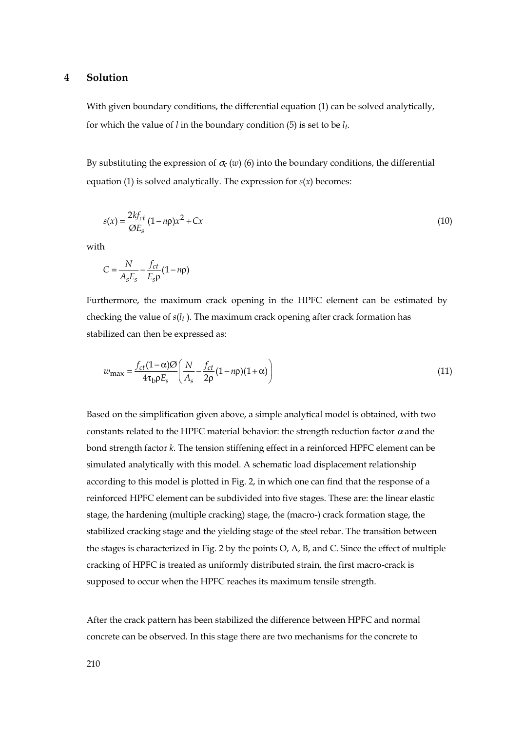# 4 Solution

With given boundary conditions, the differential equation (1) can be solved analytically, for which the value of $l$ in the boundary condition (5) is set to be $l_t$.

By substituting the expression of $\sigma_c(w)$ (6) into the boundary conditions, the differential equation (1) is solved analytically. The expression for $s(x)$ becomes:

$$s(x) = \frac{2kf_{ct}}{\text{Ø}E_s}(1 - n\rho)x^2 + Cx \tag{10}$$

with

$$C = \frac{N}{A_s E_s} - \frac{f_{ct}}{E_s \rho}(1 - n\rho)$$

Furthermore, the maximum crack opening in the HPFC element can be estimated by checking the value of $s(l_t)$. The maximum crack opening after crack formation has stabilized can then be expressed as:

$$w_{\max} = \frac{f_{ct}(1-\alpha)\text{Ø}}{4\tau_b \rho E_s}\left(\frac{N}{A_s} - \frac{f_{ct}}{2\rho}(1 - n\rho)(1+\alpha)\right) \tag{11}$$

Based on the simplification given above, a simple analytical model is obtained, with two constants related to the HPFC material behavior: the strength reduction factor $\alpha$ and the bond strength factor $k$. The tension stiffening effect in a reinforced HPFC element can be simulated analytically with this model. A schematic load displacement relationship according to this model is plotted in Fig. 2, in which one can find that the response of a reinforced HPFC element can be subdivided into five stages. These are: the linear elastic stage, the hardening (multiple cracking) stage, the (macro-) crack formation stage, the stabilized cracking stage and the yielding stage of the steel rebar. The transition between the stages is characterized in Fig. 2 by the points O, A, B, and C. Since the effect of multiple cracking of HPFC is treated as uniformly distributed strain, the first macro-crack is supposed to occur when the HPFC reaches its maximum tensile strength.

After the crack pattern has been stabilized the difference between HPFC and normal concrete can be observed. In this stage there are two mechanisms for the concrete to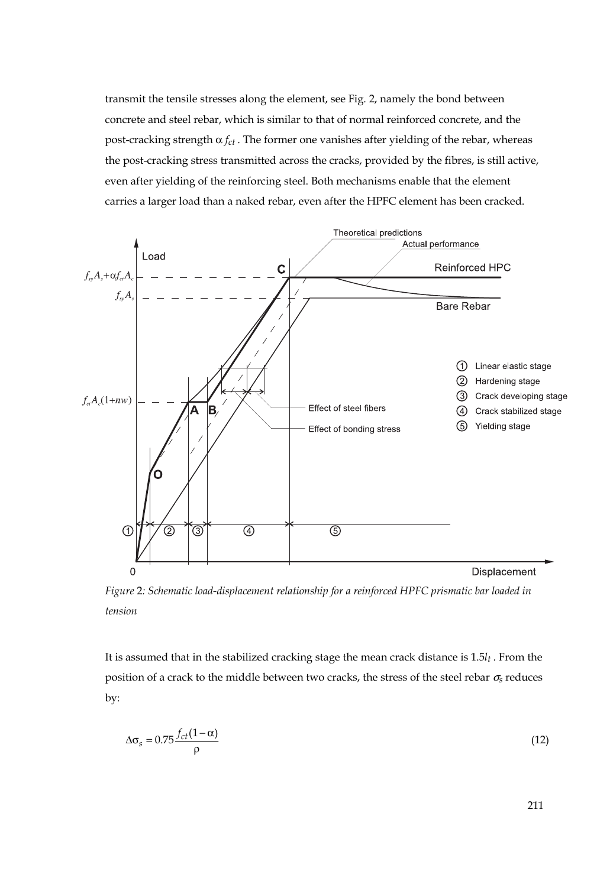transmit the tensile stresses along the element, see Fig. 2, namely the bond between concrete and steel rebar, which is similar to that of normal reinforced concrete, and the post-cracking strength $\alpha f_{ct}$. The former one vanishes after yielding of the rebar, whereas the post-cracking stress transmitted across the cracks, provided by the fibres, is still active, even after yielding of the reinforcing steel. Both mechanisms enable that the element carries a larger load than a naked rebar, even after the HPFC element has been cracked.

*Figure* 2*: Schematic load-displacement relationship for a reinforced HPFC prismatic bar loaded in tension*

It is assumed that in the stabilized cracking stage the mean crack distance is $1.5l_t$. From the position of a crack to the middle between two cracks, the stress of the steel rebar $\sigma_s$ reduces by:

$$\Delta\sigma_s = 0.75\frac{f_{ct}(1-\alpha)}{\rho} \tag{12}$$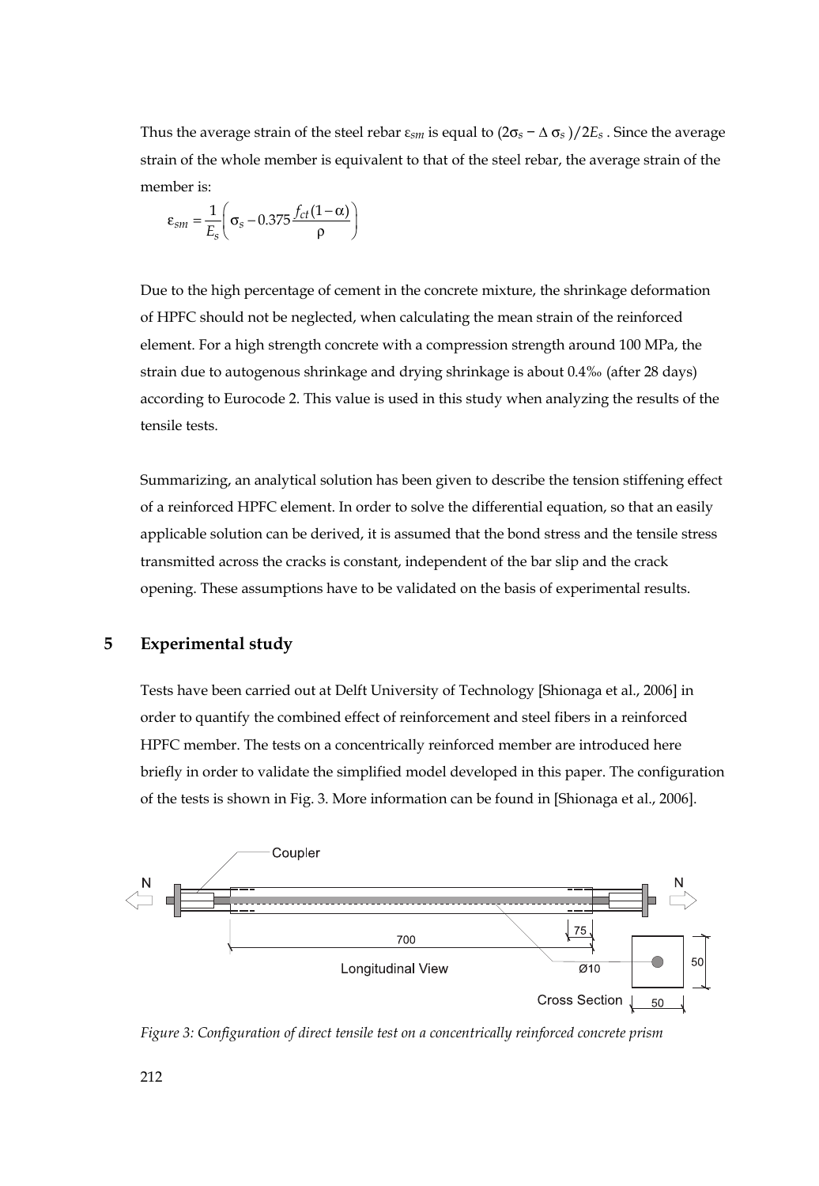Thus the average strain of the steel rebar $\varepsilon_{sm}$ is equal to $(2\sigma_s - \Delta\sigma_s)/2E_s$ . Since the average strain of the whole member is equivalent to that of the steel rebar, the average strain of the member is:

$$\varepsilon_{sm} = \frac{1}{E_s}\left(\sigma_s - 0.375\frac{f_{ct}(1-\alpha)}{\rho}\right)$$

Due to the high percentage of cement in the concrete mixture, the shrinkage deformation of HPFC should not be neglected, when calculating the mean strain of the reinforced element. For a high strength concrete with a compression strength around 100 MPa, the strain due to autogenous shrinkage and drying shrinkage is about 0.4‰ (after 28 days) according to Eurocode 2. This value is used in this study when analyzing the results of the tensile tests.

Summarizing, an analytical solution has been given to describe the tension stiffening effect of a reinforced HPFC element. In order to solve the differential equation, so that an easily applicable solution can be derived, it is assumed that the bond stress and the tensile stress transmitted across the cracks is constant, independent of the bar slip and the crack opening. These assumptions have to be validated on the basis of experimental results.

## 5 Experimental study

Tests have been carried out at Delft University of Technology [Shionaga et al., 2006] in order to quantify the combined effect of reinforcement and steel fibers in a reinforced HPFC member. The tests on a concentrically reinforced member are introduced here briefly in order to validate the simplified model developed in this paper. The configuration of the tests is shown in Fig. 3. More information can be found in [Shionaga et al., 2006].

*Figure 3: Configuration of direct tensile test on a concentrically reinforced concrete prism*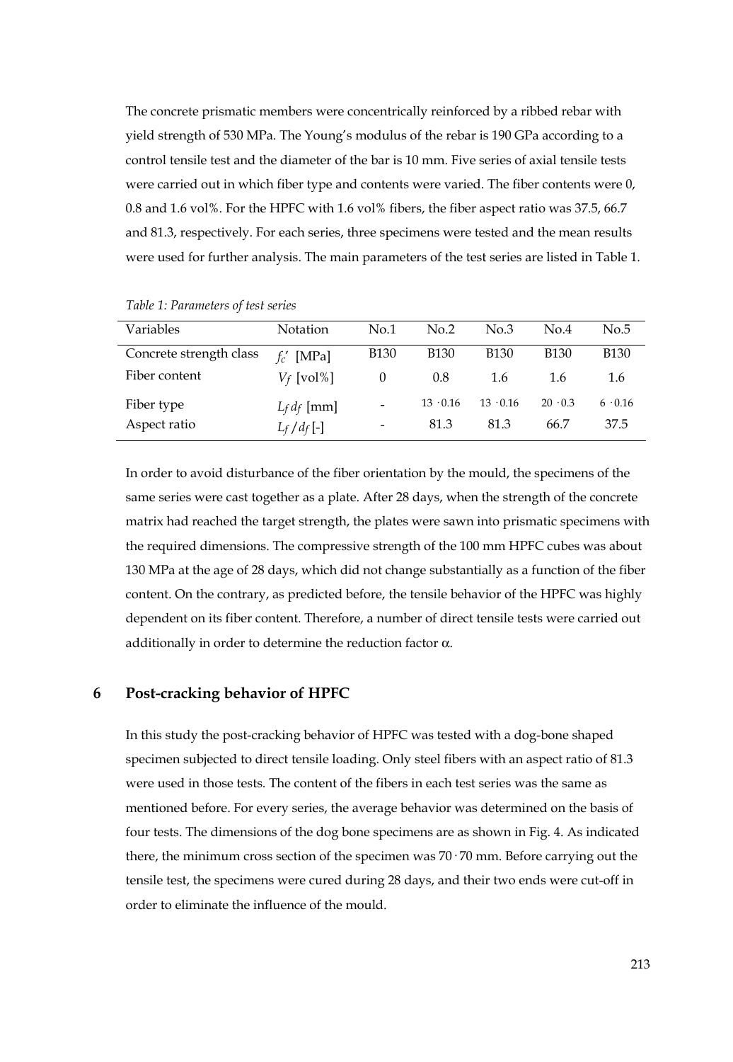The concrete prismatic members were concentrically reinforced by a ribbed rebar with yield strength of 530 MPa. The Young's modulus of the rebar is 190 GPa according to a control tensile test and the diameter of the bar is 10 mm. Five series of axial tensile tests were carried out in which fiber type and contents were varied. The fiber contents were 0, 0.8 and 1.6 vol%. For the HPFC with 1.6 vol% fibers, the fiber aspect ratio was 37.5, 66.7 and 81.3, respectively. For each series, three specimens were tested and the mean results were used for further analysis. The main parameters of the test series are listed in Table 1.

*Table 1: Parameters of test series*

| Variables | Notation | No.1 | No.2 | No.3 | No.4 | No.5 |
|---|---|---|---|---|---|---|
| Concrete strength class | $f_c'$ [MPa] | B130 | B130 | B130 | B130 | B130 |
| Fiber content | $V_f$ [vol%] | 0 | 0.8 | 1.6 | 1.6 | 1.6 |
| Fiber type | $L_f d_f$ [mm] | - | $13 \cdot 0.16$ | $13 \cdot 0.16$ | $20 \cdot 0.3$ | $6 \cdot 0.16$ |
| Aspect ratio | $L_f / d_f$ [-] | - | 81.3 | 81.3 | 66.7 | 37.5 |

In order to avoid disturbance of the fiber orientation by the mould, the specimens of the same series were cast together as a plate. After 28 days, when the strength of the concrete matrix had reached the target strength, the plates were sawn into prismatic specimens with the required dimensions. The compressive strength of the 100 mm HPFC cubes was about 130 MPa at the age of 28 days, which did not change substantially as a function of the fiber content. On the contrary, as predicted before, the tensile behavior of the HPFC was highly dependent on its fiber content. Therefore, a number of direct tensile tests were carried out additionally in order to determine the reduction factor $\alpha$.

## 6 Post-cracking behavior of HPFC

In this study the post-cracking behavior of HPFC was tested with a dog-bone shaped specimen subjected to direct tensile loading. Only steel fibers with an aspect ratio of 81.3 were used in those tests. The content of the fibers in each test series was the same as mentioned before. For every series, the average behavior was determined on the basis of four tests. The dimensions of the dog bone specimens are as shown in Fig. 4. As indicated there, the minimum cross section of the specimen was $70 \cdot 70$ mm. Before carrying out the tensile test, the specimens were cured during 28 days, and their two ends were cut-off in order to eliminate the influence of the mould.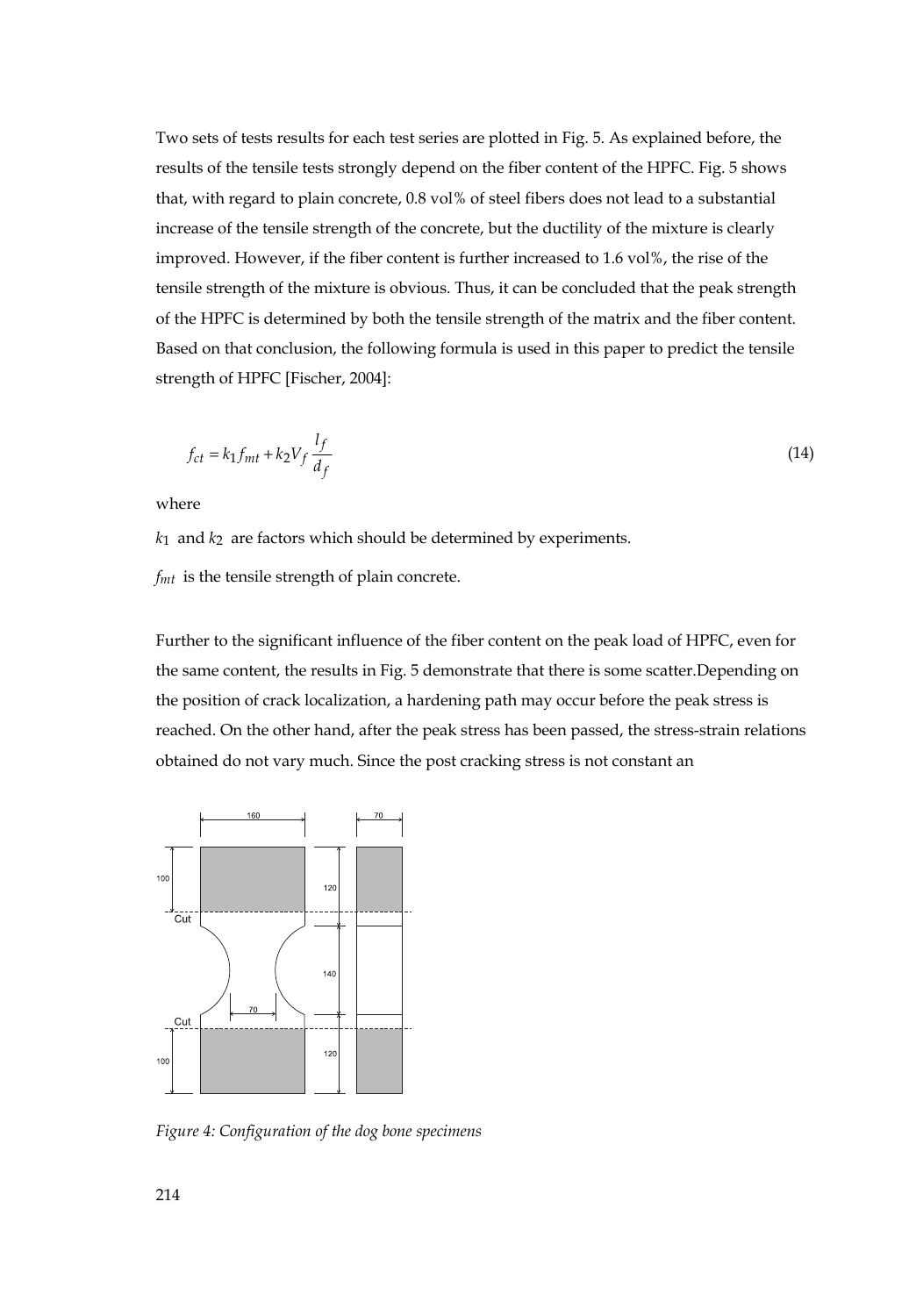Two sets of tests results for each test series are plotted in Fig. 5. As explained before, the results of the tensile tests strongly depend on the fiber content of the HPFC. Fig. 5 shows that, with regard to plain concrete, 0.8 vol% of steel fibers does not lead to a substantial increase of the tensile strength of the concrete, but the ductility of the mixture is clearly improved. However, if the fiber content is further increased to 1.6 vol%, the rise of the tensile strength of the mixture is obvious. Thus, it can be concluded that the peak strength of the HPFC is determined by both the tensile strength of the matrix and the fiber content. Based on that conclusion, the following formula is used in this paper to predict the tensile strength of HPFC [Fischer, 2004]:

$$f_{ct} = k_1 f_{mt} + k_2 V_f \frac{l_f}{d_f} \tag{14}$$

where

$k_1$ and $k_2$ are factors which should be determined by experiments.

$f_{mt}$ is the tensile strength of plain concrete.

Further to the significant influence of the fiber content on the peak load of HPFC, even for the same content, the results in Fig. 5 demonstrate that there is some scatter.Depending on the position of crack localization, a hardening path may occur before the peak stress is reached. On the other hand, after the peak stress has been passed, the stress-strain relations obtained do not vary much. Since the post cracking stress is not constant an

*Figure 4: Configuration of the dog bone specimens*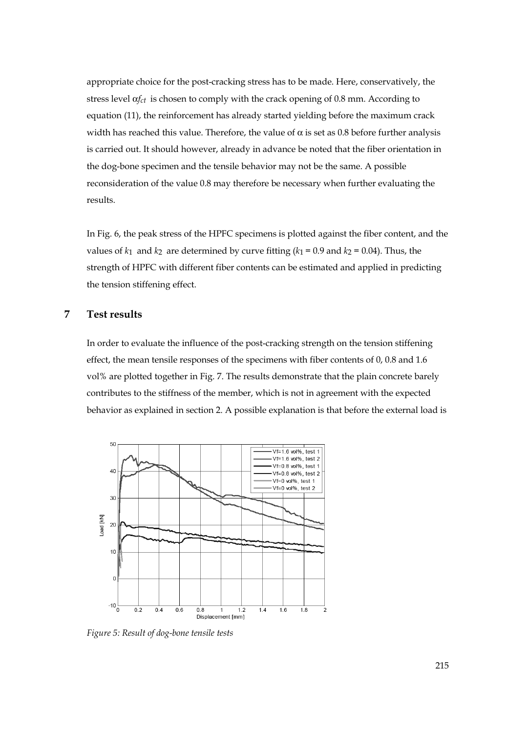appropriate choice for the post-cracking stress has to be made. Here, conservatively, the stress level $\alpha f_{ct}$ is chosen to comply with the crack opening of 0.8 mm. According to equation (11), the reinforcement has already started yielding before the maximum crack width has reached this value. Therefore, the value of $\alpha$ is set as 0.8 before further analysis is carried out. It should however, already in advance be noted that the fiber orientation in the dog-bone specimen and the tensile behavior may not be the same. A possible reconsideration of the value 0.8 may therefore be necessary when further evaluating the results.

In Fig. 6, the peak stress of the HPFC specimens is plotted against the fiber content, and the values of $k_1$ and $k_2$ are determined by curve fitting ($k_1$ = 0.9 and $k_2$ = 0.04). Thus, the strength of HPFC with different fiber contents can be estimated and applied in predicting the tension stiffening effect.

## 7 Test results

In order to evaluate the influence of the post-cracking strength on the tension stiffening effect, the mean tensile responses of the specimens with fiber contents of 0, 0.8 and 1.6 vol% are plotted together in Fig. 7. The results demonstrate that the plain concrete barely contributes to the stiffness of the member, which is not in agreement with the expected behavior as explained in section 2. A possible explanation is that before the external load is

*Figure 5: Result of dog-bone tensile tests*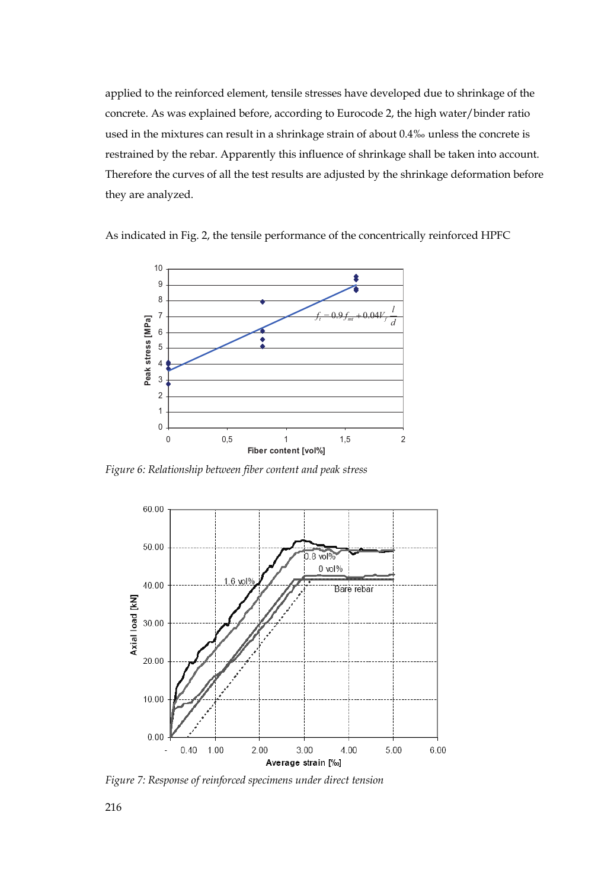applied to the reinforced element, tensile stresses have developed due to shrinkage of the concrete. As was explained before, according to Eurocode 2, the high water/binder ratio used in the mixtures can result in a shrinkage strain of about 0.4‰ unless the concrete is restrained by the rebar. Apparently this influence of shrinkage shall be taken into account. Therefore the curves of all the test results are adjusted by the shrinkage deformation before they are analyzed.

As indicated in Fig. 2, the tensile performance of the concentrically reinforced HPFC

*Figure 6: Relationship between fiber content and peak stress*

*Figure 7: Response of reinforced specimens under direct tension*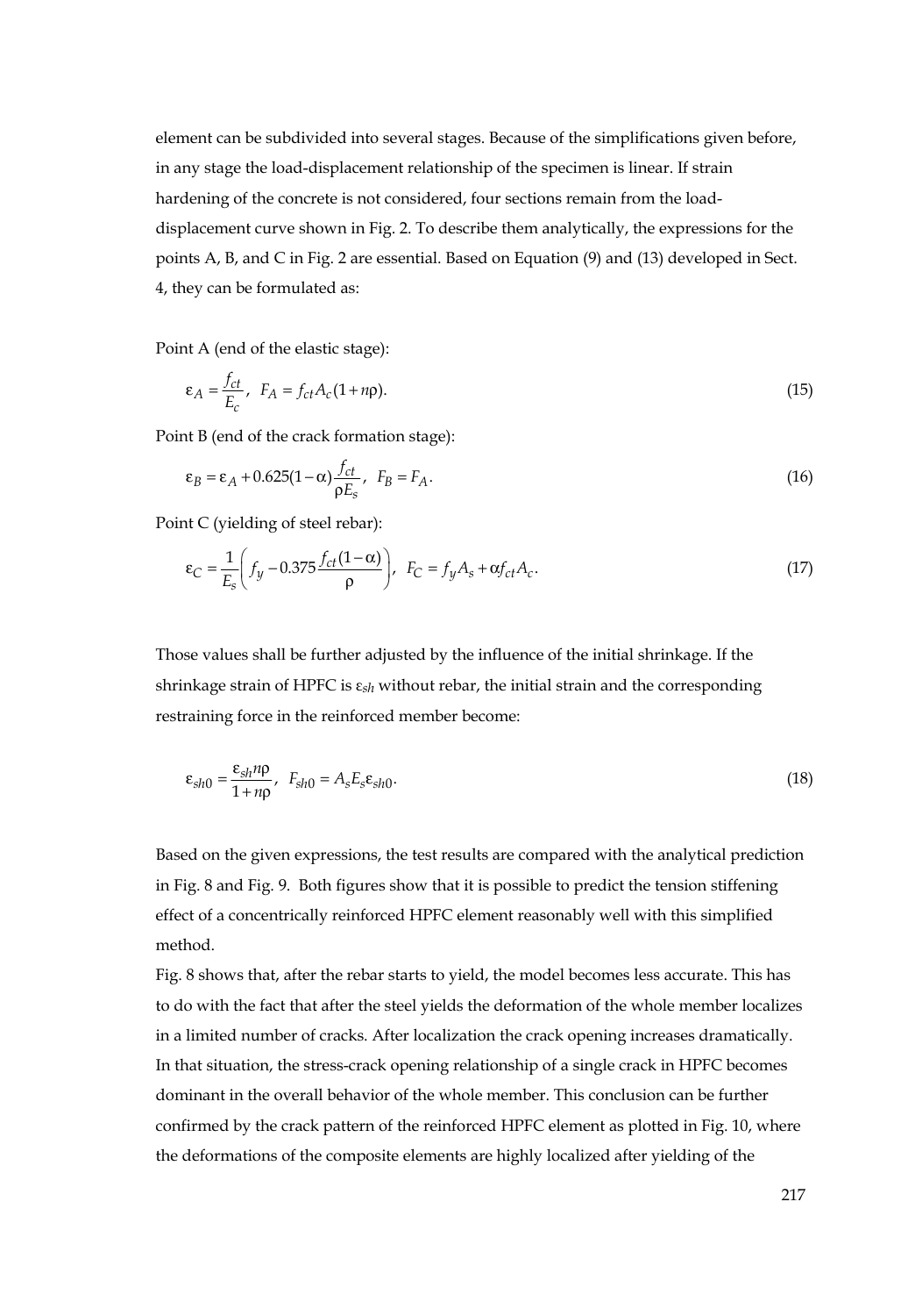element can be subdivided into several stages. Because of the simplifications given before, in any stage the load-displacement relationship of the specimen is linear. If strain hardening of the concrete is not considered, four sections remain from the load-displacement curve shown in Fig. 2. To describe them analytically, the expressions for the points A, B, and C in Fig. 2 are essential. Based on Equation (9) and (13) developed in Sect. 4, they can be formulated as:

Point A (end of the elastic stage):

$$\varepsilon_A = \frac{f_{ct}}{E_c}, \quad F_A = f_{ct} A_c (1 + n\rho). \tag{15}$$

Point B (end of the crack formation stage):

$$\varepsilon_B = \varepsilon_A + 0.625(1-\alpha)\frac{f_{ct}}{\rho E_s}, \quad F_B = F_A. \tag{16}$$

Point C (yielding of steel rebar):

$$\varepsilon_C = \frac{1}{E_s}\left(f_y - 0.375\frac{f_{ct}(1-\alpha)}{\rho}\right), \quad F_C = f_y A_s + \alpha f_{ct} A_c. \tag{17}$$

Those values shall be further adjusted by the influence of the initial shrinkage. If the shrinkage strain of HPFC is $\varepsilon_{sh}$ without rebar, the initial strain and the corresponding restraining force in the reinforced member become:

$$\varepsilon_{sh0} = \frac{\varepsilon_{sh} n\rho}{1 + n\rho}, \quad F_{sh0} = A_s E_s \varepsilon_{sh0}. \tag{18}$$

Based on the given expressions, the test results are compared with the analytical prediction in Fig. 8 and Fig. 9. Both figures show that it is possible to predict the tension stiffening effect of a concentrically reinforced HPFC element reasonably well with this simplified method.

Fig. 8 shows that, after the rebar starts to yield, the model becomes less accurate. This has to do with the fact that after the steel yields the deformation of the whole member localizes in a limited number of cracks. After localization the crack opening increases dramatically. In that situation, the stress-crack opening relationship of a single crack in HPFC becomes dominant in the overall behavior of the whole member. This conclusion can be further confirmed by the crack pattern of the reinforced HPFC element as plotted in Fig. 10, where the deformations of the composite elements are highly localized after yielding of the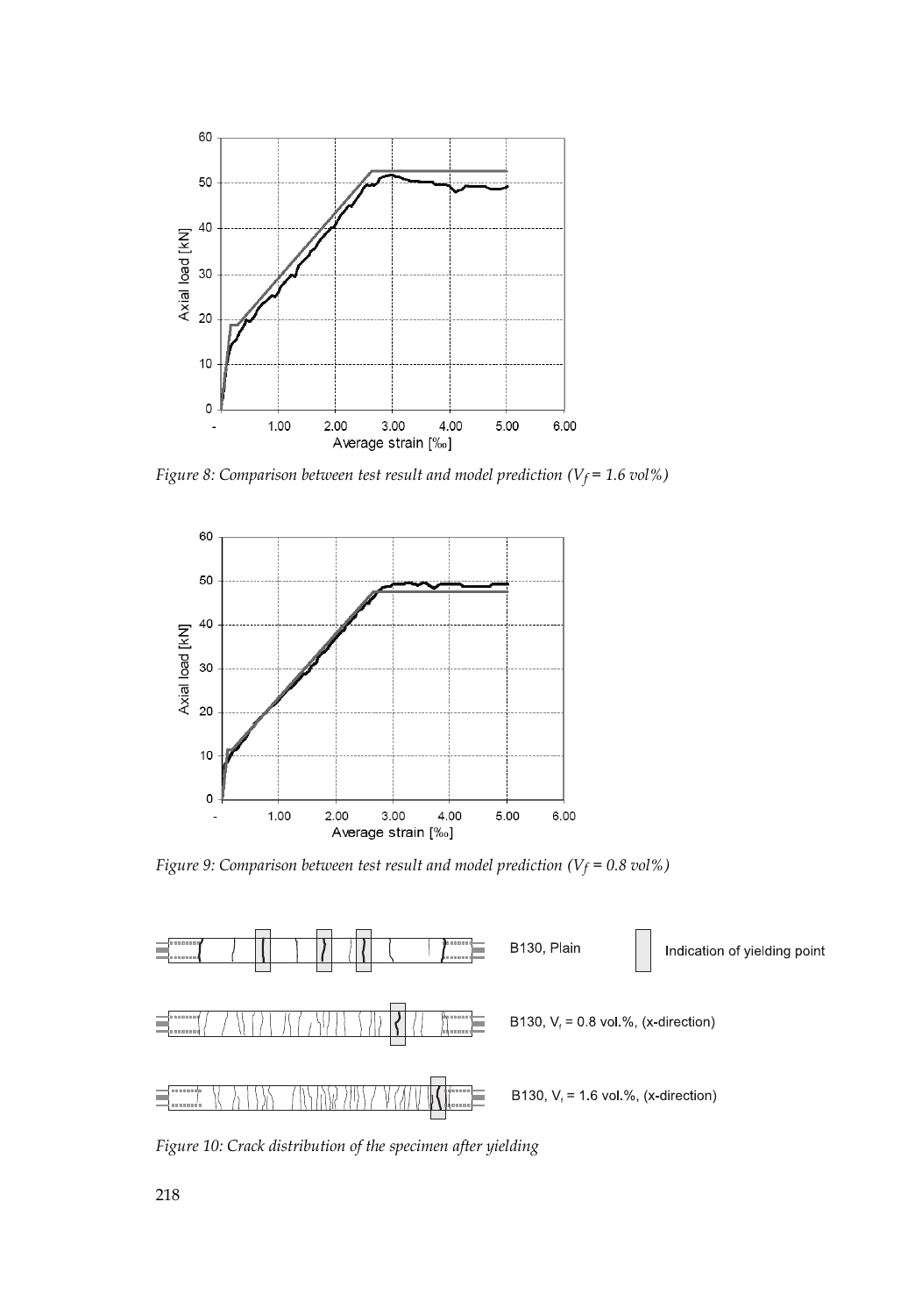*Figure 8: Comparison between test result and model prediction ($V_f$ = 1.6 vol%)*

*Figure 9: Comparison between test result and model prediction ($V_f$ = 0.8 vol%)*

*Figure 10: Crack distribution of the specimen after yielding*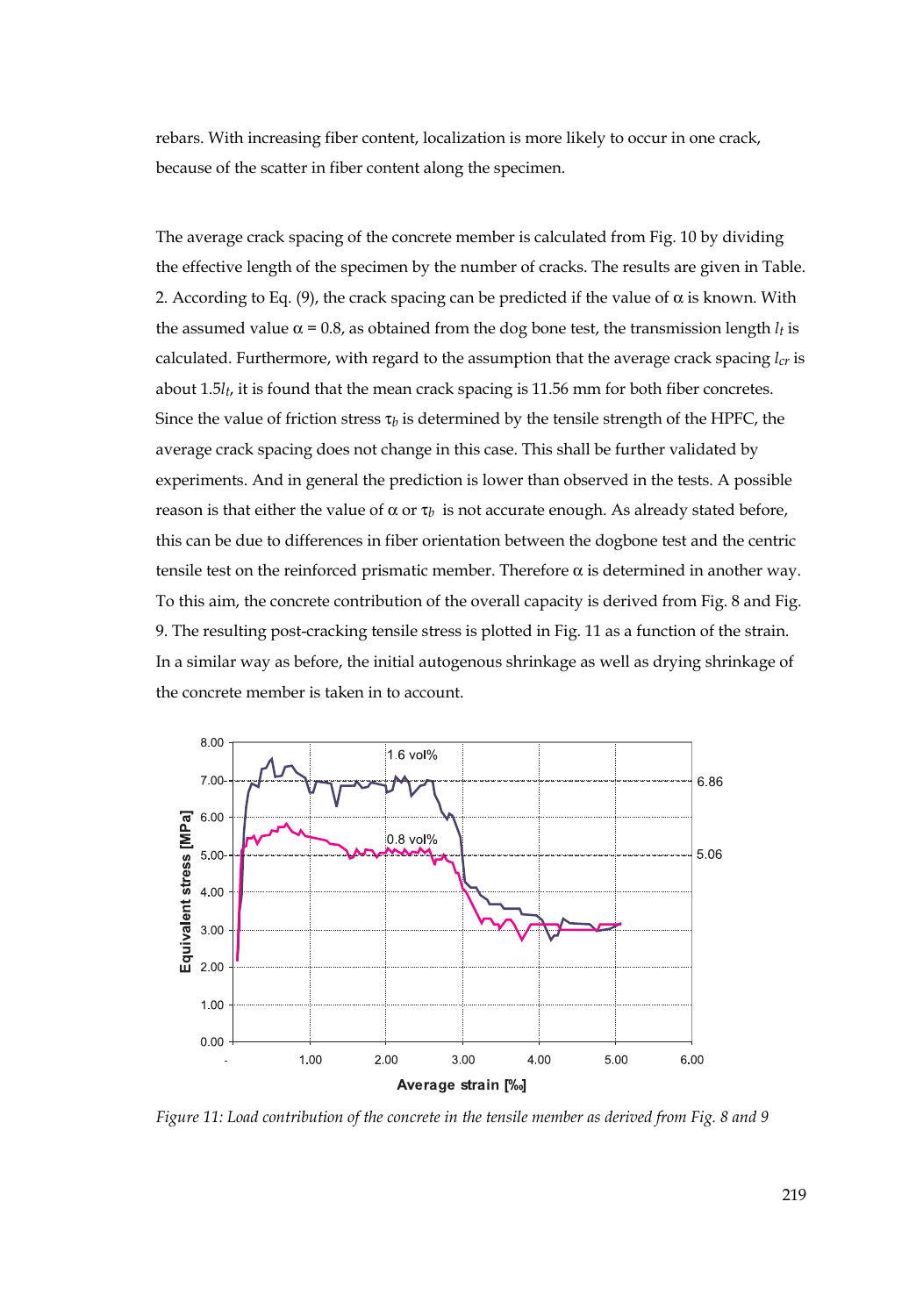rebars. With increasing fiber content, localization is more likely to occur in one crack, because of the scatter in fiber content along the specimen.

The average crack spacing of the concrete member is calculated from Fig. 10 by dividing the effective length of the specimen by the number of cracks. The results are given in Table. 2. According to Eq. (9), the crack spacing can be predicted if the value of $\alpha$ is known. With the assumed value $\alpha = 0.8$, as obtained from the dog bone test, the transmission length $l_t$ is calculated. Furthermore, with regard to the assumption that the average crack spacing $l_{cr}$ is about $1.5l_t$, it is found that the mean crack spacing is 11.56 mm for both fiber concretes. Since the value of friction stress $\tau_b$ is determined by the tensile strength of the HPFC, the average crack spacing does not change in this case. This shall be further validated by experiments. And in general the prediction is lower than observed in the tests. A possible reason is that either the value of $\alpha$ or $\tau_b$ is not accurate enough. As already stated before, this can be due to differences in fiber orientation between the dogbone test and the centric tensile test on the reinforced prismatic member. Therefore $\alpha$ is determined in another way. To this aim, the concrete contribution of the overall capacity is derived from Fig. 8 and Fig. 9. The resulting post-cracking tensile stress is plotted in Fig. 11 as a function of the strain. In a similar way as before, the initial autogenous shrinkage as well as drying shrinkage of the concrete member is taken in to account.

*Figure 11: Load contribution of the concrete in the tensile member as derived from Fig. 8 and 9*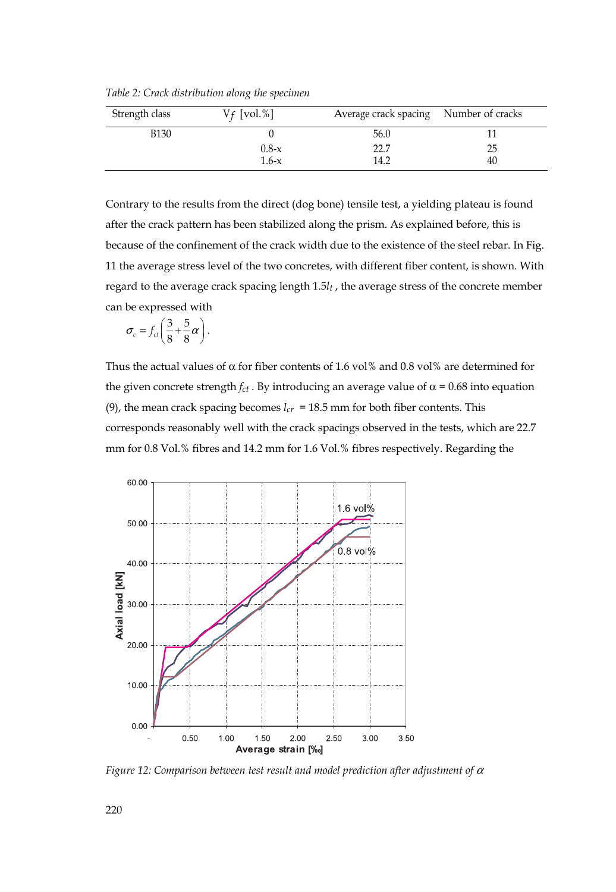*Table 2: Crack distribution along the specimen*

| Strength class | $V_f$ [vol.%] | Average crack spacing | Number of cracks |
|---|---|---|---|
| B130 | 0 | 56.0 | 11 |
| | 0.8-x | 22.7 | 25 |
| | 1.6-x | 14.2 | 40 |

Contrary to the results from the direct (dog bone) tensile test, a yielding plateau is found after the crack pattern has been stabilized along the prism. As explained before, this is because of the confinement of the crack width due to the existence of the steel rebar. In Fig. 11 the average stress level of the two concretes, with different fiber content, is shown. With regard to the average crack spacing length $1.5l_t$, the average stress of the concrete member can be expressed with

$$\sigma_c = f_{ct}\left(\frac{3}{8}+\frac{5}{8}\alpha\right).$$

Thus the actual values of α for fiber contents of 1.6 vol% and 0.8 vol% are determined for the given concrete strength $f_{ct}$. By introducing an average value of α = 0.68 into equation (9), the mean crack spacing becomes $l_{cr}$ = 18.5 mm for both fiber contents. This corresponds reasonably well with the crack spacings observed in the tests, which are 22.7 mm for 0.8 Vol.% fibres and 14.2 mm for 1.6 Vol.% fibres respectively. Regarding the

*Figure 12: Comparison between test result and model prediction after adjustment of $\alpha$*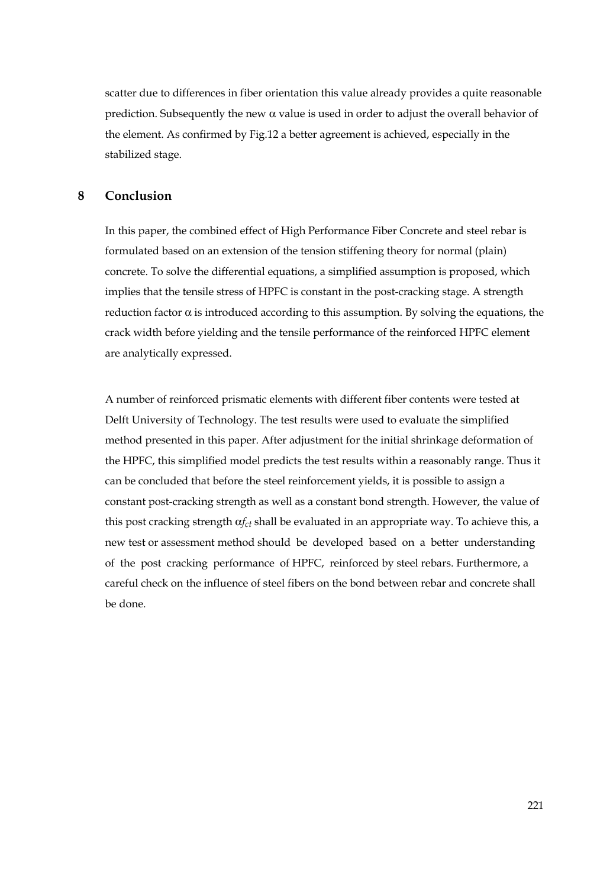scatter due to differences in fiber orientation this value already provides a quite reasonable prediction. Subsequently the new $\alpha$ value is used in order to adjust the overall behavior of the element. As confirmed by Fig.12 a better agreement is achieved, especially in the stabilized stage.

## 8 Conclusion

In this paper, the combined effect of High Performance Fiber Concrete and steel rebar is formulated based on an extension of the tension stiffening theory for normal (plain) concrete. To solve the differential equations, a simplified assumption is proposed, which implies that the tensile stress of HPFC is constant in the post-cracking stage. A strength reduction factor $\alpha$ is introduced according to this assumption. By solving the equations, the crack width before yielding and the tensile performance of the reinforced HPFC element are analytically expressed.

A number of reinforced prismatic elements with different fiber contents were tested at Delft University of Technology. The test results were used to evaluate the simplified method presented in this paper. After adjustment for the initial shrinkage deformation of the HPFC, this simplified model predicts the test results within a reasonably range. Thus it can be concluded that before the steel reinforcement yields, it is possible to assign a constant post-cracking strength as well as a constant bond strength. However, the value of this post cracking strength $\alpha f_{ct}$ shall be evaluated in an appropriate way. To achieve this, a new test or assessment method should be developed based on a better understanding of the post cracking performance of HPFC, reinforced by steel rebars. Furthermore, a careful check on the influence of steel fibers on the bond between rebar and concrete shall be done.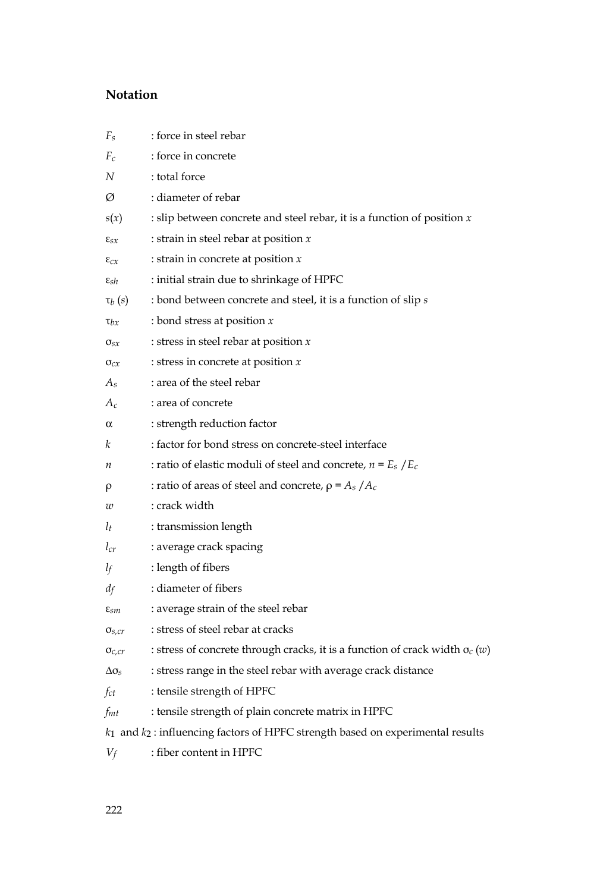## Notation

$F_s$ : force in steel rebar

$F_c$ : force in concrete

$N$ : total force

Ø : diameter of rebar

$s(x)$ : slip between concrete and steel rebar, it is a function of position $x$

$\varepsilon_{sx}$ : strain in steel rebar at position $x$

$\varepsilon_{cx}$ : strain in concrete at position $x$

$\varepsilon_{sh}$ : initial strain due to shrinkage of HPFC

$\tau_b(s)$ : bond between concrete and steel, it is a function of slip $s$

$\tau_{bx}$ : bond stress at position $x$

$\sigma_{sx}$ : stress in steel rebar at position $x$

$\sigma_{cx}$ : stress in concrete at position $x$

$A_s$ : area of the steel rebar

$A_c$ : area of concrete

$\alpha$ : strength reduction factor

$k$ : factor for bond stress on concrete-steel interface

$n$ : ratio of elastic moduli of steel and concrete, $n = E_s / E_c$

$\rho$ : ratio of areas of steel and concrete, $\rho = A_s / A_c$

$w$ : crack width

$l_t$ : transmission length

$l_{cr}$ : average crack spacing

$l_f$ : length of fibers

$d_f$ : diameter of fibers

$\varepsilon_{sm}$ : average strain of the steel rebar

$\sigma_{s,cr}$ : stress of steel rebar at cracks

$\sigma_{c,cr}$ : stress of concrete through cracks, it is a function of crack width $\sigma_c(w)$

$\Delta\sigma_s$ : stress range in the steel rebar with average crack distance

$f_{ct}$ : tensile strength of HPFC

$f_{mt}$ : tensile strength of plain concrete matrix in HPFC

$k_1$ and $k_2$ : influencing factors of HPFC strength based on experimental results

$V_f$ : fiber content in HPFC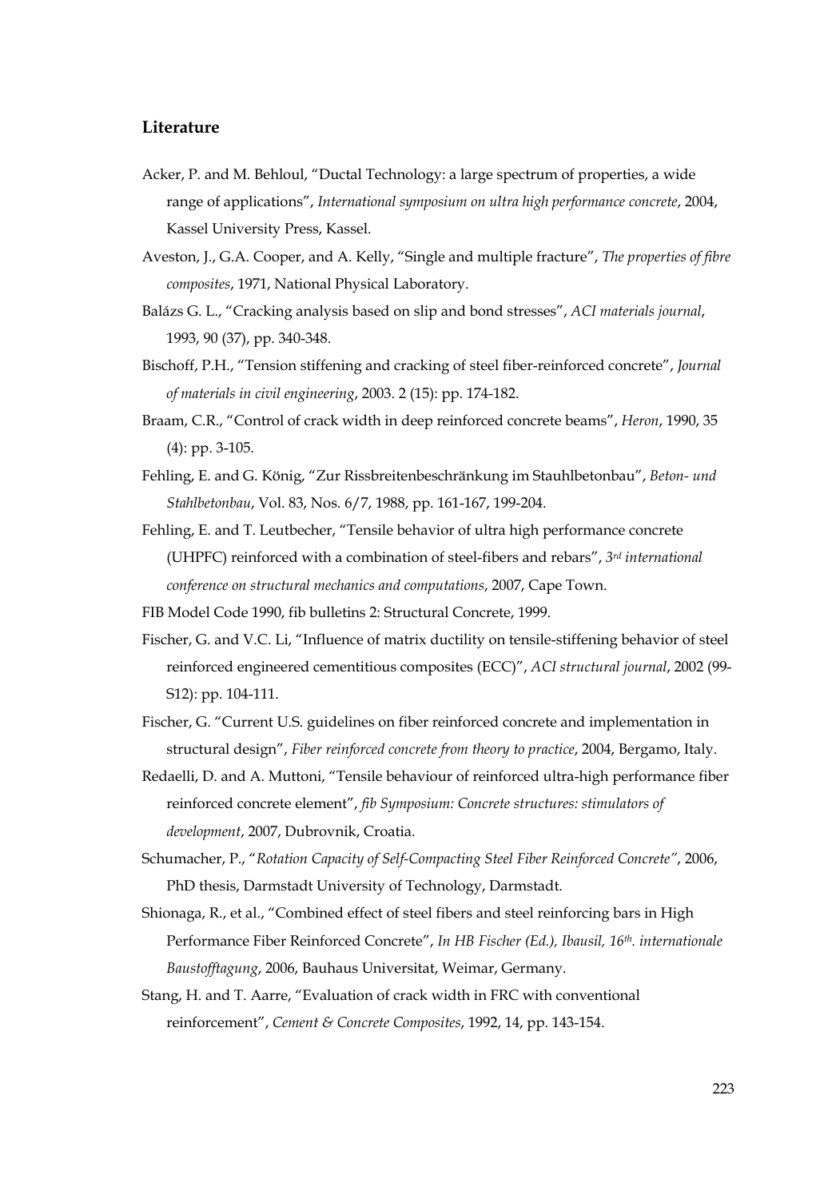## Literature

Acker, P. and M. Behloul, "Ductal Technology: a large spectrum of properties, a wide range of applications", *International symposium on ultra high performance concrete*, 2004, Kassel University Press, Kassel.

Aveston, J., G.A. Cooper, and A. Kelly, "Single and multiple fracture", *The properties of fibre composites*, 1971, National Physical Laboratory.

Balázs G. L., "Cracking analysis based on slip and bond stresses", *ACI materials journal*, 1993, 90 (37), pp. 340-348.

Bischoff, P.H., "Tension stiffening and cracking of steel fiber-reinforced concrete", *Journal of materials in civil engineering*, 2003. 2 (15): pp. 174-182.

Braam, C.R., "Control of crack width in deep reinforced concrete beams", *Heron*, 1990, 35 (4): pp. 3-105.

Fehling, E. and G. König, "Zur Rissbreitenbeschränkung im Stauhlbetonbau", *Beton- und Stahlbetonbau*, Vol. 83, Nos. 6/7, 1988, pp. 161-167, 199-204.

Fehling, E. and T. Leutbecher, "Tensile behavior of ultra high performance concrete (UHPFC) reinforced with a combination of steel-fibers and rebars", *3rd international conference on structural mechanics and computations*, 2007, Cape Town.

FIB Model Code 1990, fib bulletins 2: Structural Concrete, 1999.

Fischer, G. and V.C. Li, "Influence of matrix ductility on tensile-stiffening behavior of steel reinforced engineered cementitious composites (ECC)", *ACI structural journal*, 2002 (99-S12): pp. 104-111.

Fischer, G. "Current U.S. guidelines on fiber reinforced concrete and implementation in structural design", *Fiber reinforced concrete from theory to practice*, 2004, Bergamo, Italy.

Redaelli, D. and A. Muttoni, "Tensile behaviour of reinforced ultra-high performance fiber reinforced concrete element", *fib Symposium: Concrete structures: stimulators of development*, 2007, Dubrovnik, Croatia.

Schumacher, P., "*Rotation Capacity of Self-Compacting Steel Fiber Reinforced Concrete*", 2006, PhD thesis, Darmstadt University of Technology, Darmstadt.

Shionaga, R., et al., "Combined effect of steel fibers and steel reinforcing bars in High Performance Fiber Reinforced Concrete", *In HB Fischer (Ed.), Ibausil, 16th. internationale Baustofftagung*, 2006, Bauhaus Universitat, Weimar, Germany.

Stang, H. and T. Aarre, "Evaluation of crack width in FRC with conventional reinforcement", *Cement & Concrete Composites*, 1992, 14, pp. 143-154.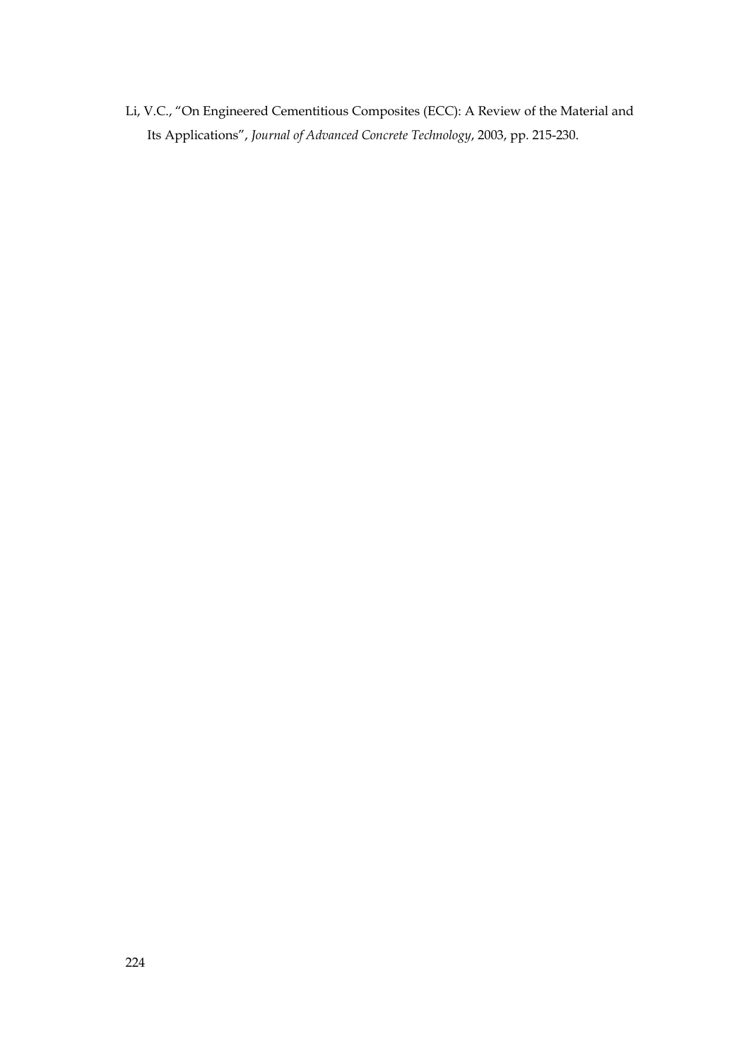Li, V.C., “On Engineered Cementitious Composites (ECC): A Review of the Material and Its Applications”, *Journal of Advanced Concrete Technology*, 2003, pp. 215-230.